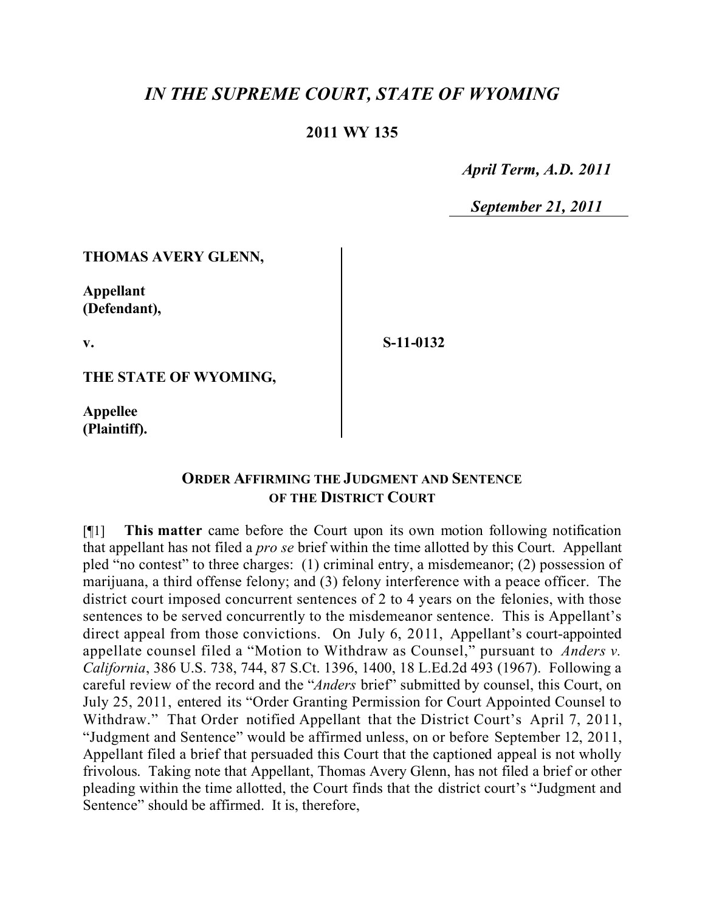# *IN THE SUPREME COURT, STATE OF WYOMING*

## 2011 WY 135

*April Term, A.D. 2011*

*September 21, 2011*

**THOMAS AVERY GLENN,**

**Appellant (Defendant),**

**v.**

**S-11-0132**

**THE STATE OF WYOMING,**

**Appellee (Plaintiff).**

### ORDER AFFIRMING THE JUDGMENT AND SENTENCE OF THE DISTRICT COURT

[¶1] **This matter** came before the Court upon its own motion following notification that appellant has not filed a *pro se* brief within the time allotted by this Court. Appellant pled "no contest" to three charges: (1) criminal entry, a misdemeanor; (2) possession of marijuana, a third offense felony; and (3) felony interference with a peace officer. The district court imposed concurrent sentences of 2 to 4 years on the felonies, with those sentences to be served concurrently to the misdemeanor sentence. This is Appellant's direct appeal from those convictions. On July 6, 2011, Appellant's court-appointed appellate counsel filed a "Motion to Withdraw as Counsel," pursuant to *Anders v. California*, 386 U.S. 738, 744, 87 S.Ct. 1396, 1400, 18 L.Ed.2d 493 (1967). Following a careful review of the record and the "*Anders* brief" submitted by counsel, this Court, on July 25, 2011, entered its "Order Granting Permission for Court Appointed Counsel to Withdraw." That Order notified Appellant that the District Court's April 7, 2011, "Judgment and Sentence" would be affirmed unless, on or before September 12, 2011, Appellant filed a brief that persuaded this Court that the captioned appeal is not wholly frivolous. Taking note that Appellant, Thomas Avery Glenn, has not filed a brief or other pleading within the time allotted, the Court finds that the district court's "Judgment and Sentence" should be affirmed. It is, therefore,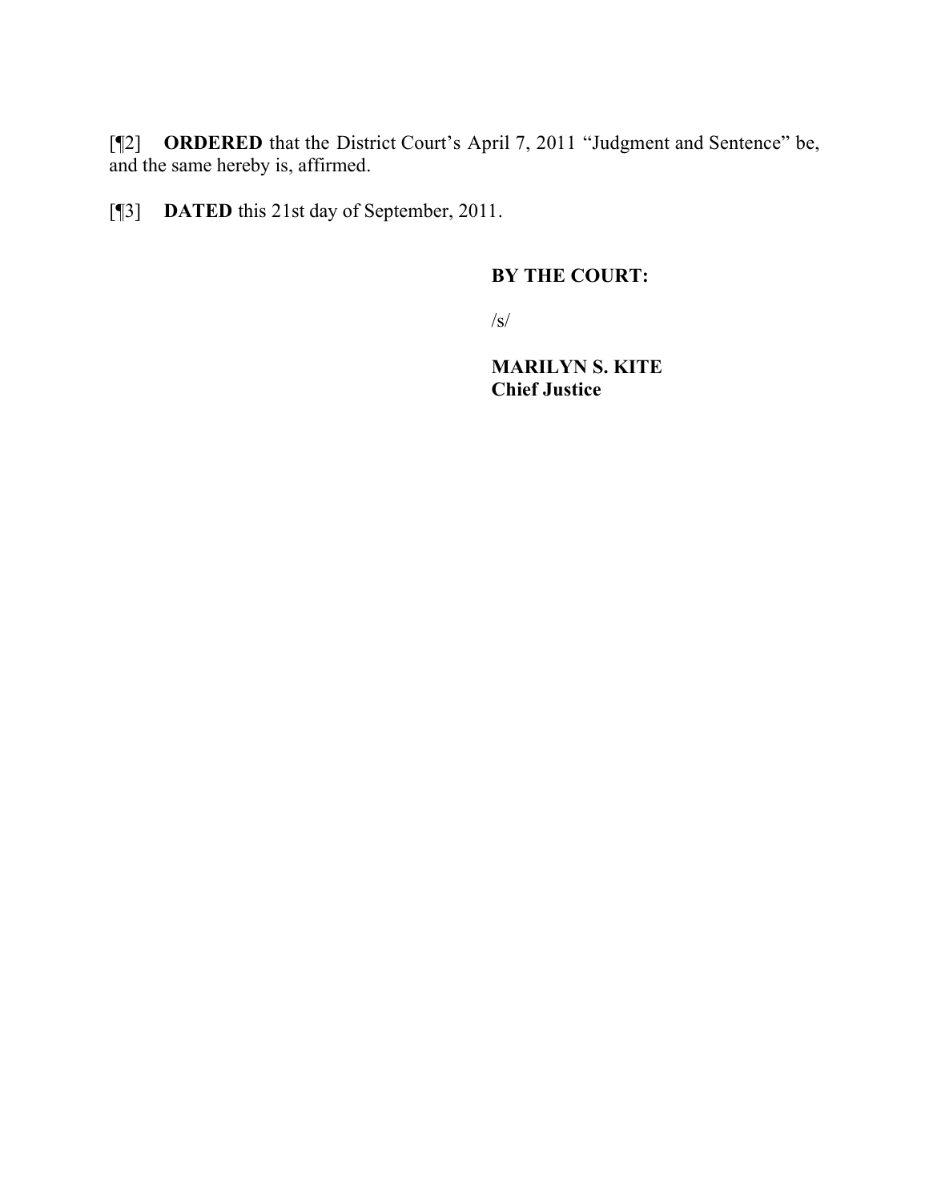[¶2] **ORDERED** that the District Court's April 7, 2011 "Judgment and Sentence" be, and the same hereby is, affirmed.

[¶3] **DATED** this 21st day of September, 2011.

**BY THE COURT:**

/s/

**MARILYN S. KITE**
**Chief Justice**